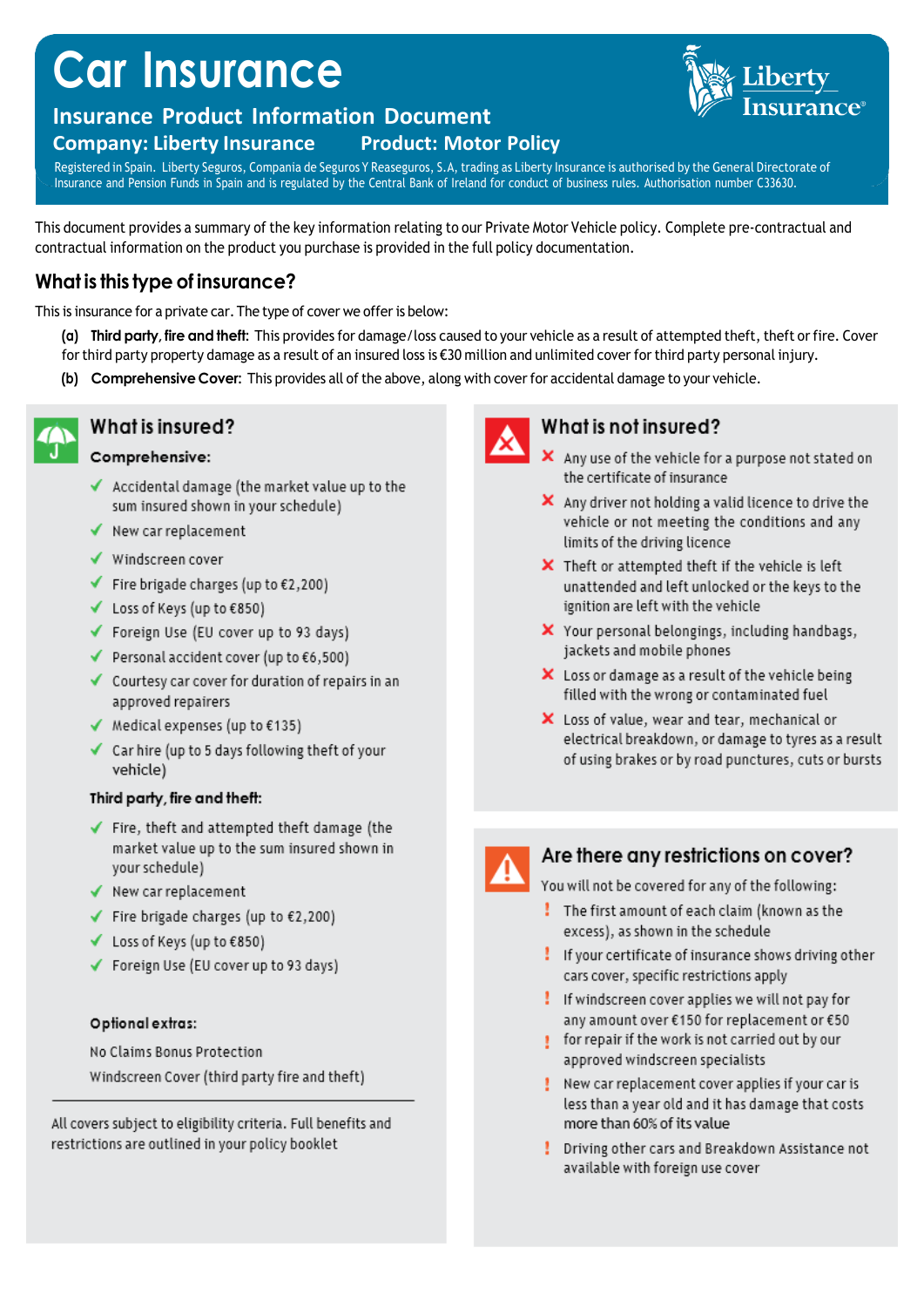# Car Insurance

## Insurance Product Information Document

**Company: Liberty Insurance** **Product: Motor Policy**

Registered in Spain. Liberty Seguros, Compania de Seguros Y Reaseguros, S.A, trading as Liberty Insurance is authorised by the General Directorate of Insurance and Pension Funds in Spain and is regulated by the Central Bank of Ireland for conduct of business rules. Authorisation number C33630.

This document provides a summary of the key information relating to our Private Motor Vehicle policy. Complete pre-contractual and contractual information on the product you purchase is provided in the full policy documentation.

## What is this type of insurance?

This is insurance for a private car. The type of cover we offer is below:

**(a) Third party, fire and theft:** This provides for damage/loss caused to your vehicle as a result of attempted theft, theft or fire. Cover for third party property damage as a result of an insured loss is €30 million and unlimited cover for third party personal injury.

**(b) Comprehensive Cover:** This provides all of the above, along with cover for accidental damage to your vehicle.

## What is insured?

**Comprehensive:**

- ✓ Accidental damage (the market value up to the sum insured shown in your schedule)
- ✓ New car replacement
- ✓ Windscreen cover
- ✓ Fire brigade charges (up to €2,200)
- ✓ Loss of Keys (up to €850)
- ✓ Foreign Use (EU cover up to 93 days)
- ✓ Personal accident cover (up to €6,500)
- ✓ Courtesy car cover for duration of repairs in an approved repairers
- ✓ Medical expenses (up to €135)
- ✓ Car hire (up to 5 days following theft of your vehicle)

**Third party, fire and theft:**

- ✓ Fire, theft and attempted theft damage (the market value up to the sum insured shown in your schedule)
- ✓ New car replacement
- ✓ Fire brigade charges (up to €2,200)
- ✓ Loss of Keys (up to €850)
- ✓ Foreign Use (EU cover up to 93 days)

**Optional extras:**

No Claims Bonus Protection

Windscreen Cover (third party fire and theft)

---

All covers subject to eligibility criteria. Full benefits and restrictions are outlined in your policy booklet

## What is not insured?

- ✗ Any use of the vehicle for a purpose not stated on the certificate of insurance
- ✗ Any driver not holding a valid licence to drive the vehicle or not meeting the conditions and any limits of the driving licence
- ✗ Theft or attempted theft if the vehicle is left unattended and left unlocked or the keys to the ignition are left with the vehicle
- ✗ Your personal belongings, including handbags, jackets and mobile phones
- ✗ Loss or damage as a result of the vehicle being filled with the wrong or contaminated fuel
- ✗ Loss of value, wear and tear, mechanical or electrical breakdown, or damage to tyres as a result of using brakes or by road punctures, cuts or bursts

## Are there any restrictions on cover?

You will not be covered for any of the following:

- ! The first amount of each claim (known as the excess), as shown in the schedule
- ! If your certificate of insurance shows driving other cars cover, specific restrictions apply
- ! If windscreen cover applies we will not pay for any amount over €150 for replacement or €50 for repair if the work is not carried out by our approved windscreen specialists
- ! New car replacement cover applies if your car is less than a year old and it has damage that costs more than 60% of its value
- ! Driving other cars and Breakdown Assistance not available with foreign use cover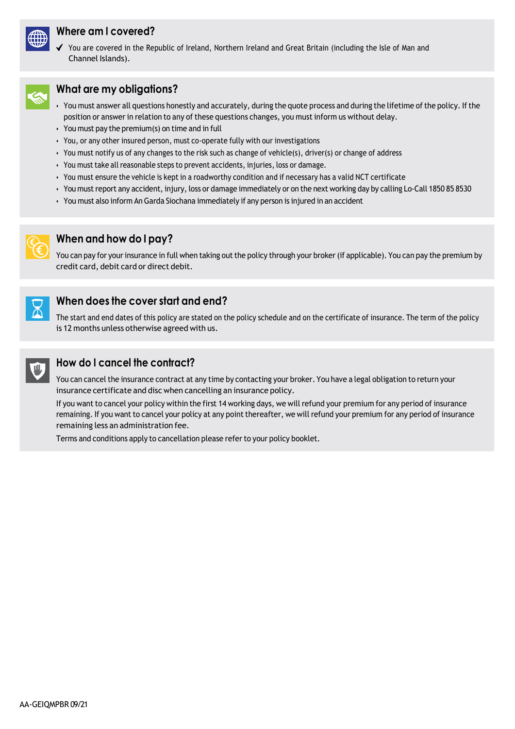## Where am I covered?

- ✔ You are covered in the Republic of Ireland, Northern Ireland and Great Britain (including the Isle of Man and Channel Islands).

## What are my obligations?

- You must answer all questions honestly and accurately, during the quote process and during the lifetime of the policy. If the position or answer in relation to any of these questions changes, you must inform us without delay.
- You must pay the premium(s) on time and in full
- You, or any other insured person, must co-operate fully with our investigations
- You must notify us of any changes to the risk such as change of vehicle(s), driver(s) or change of address
- You must take all reasonable steps to prevent accidents, injuries, loss or damage.
- You must ensure the vehicle is kept in a roadworthy condition and if necessary has a valid NCT certificate
- You must report any accident, injury, loss or damage immediately or on the next working day by calling Lo-Call 1850 85 8530
- You must also inform An Garda Siochana immediately if any person is injured in an accident

## When and how do I pay?

You can pay for your insurance in full when taking out the policy through your broker (if applicable). You can pay the premium by credit card, debit card or direct debit.

## When does the cover start and end?

The start and end dates of this policy are stated on the policy schedule and on the certificate of insurance. The term of the policy is 12 months unless otherwise agreed with us.

## How do I cancel the contract?

You can cancel the insurance contract at any time by contacting your broker. You have a legal obligation to return your insurance certificate and disc when cancelling an insurance policy.

If you want to cancel your policy within the first 14 working days, we will refund your premium for any period of insurance remaining. If you want to cancel your policy at any point thereafter, we will refund your premium for any period of insurance remaining less an administration fee.

Terms and conditions apply to cancellation please refer to your policy booklet.

AA-GEIQMPBR 09/21